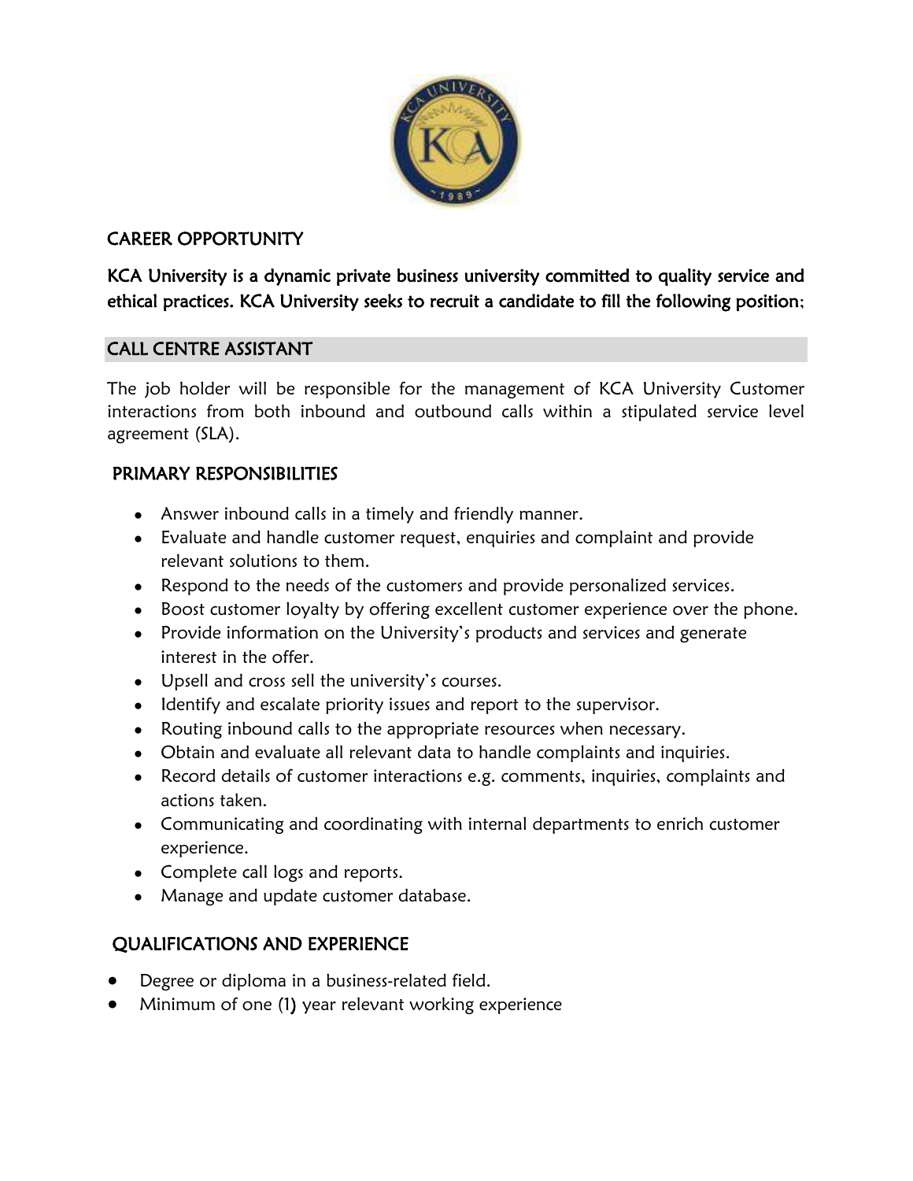## CAREER OPPORTUNITY

**KCA University is a dynamic private business university committed to quality service and ethical practices. KCA University seeks to recruit a candidate to fill the following position;**

## CALL CENTRE ASSISTANT

The job holder will be responsible for the management of KCA University Customer interactions from both inbound and outbound calls within a stipulated service level agreement (SLA).

### PRIMARY RESPONSIBILITIES

- Answer inbound calls in a timely and friendly manner.
- Evaluate and handle customer request, enquiries and complaint and provide relevant solutions to them.
- Respond to the needs of the customers and provide personalized services.
- Boost customer loyalty by offering excellent customer experience over the phone.
- Provide information on the University's products and services and generate interest in the offer.
- Upsell and cross sell the university's courses.
- Identify and escalate priority issues and report to the supervisor.
- Routing inbound calls to the appropriate resources when necessary.
- Obtain and evaluate all relevant data to handle complaints and inquiries.
- Record details of customer interactions e.g. comments, inquiries, complaints and actions taken.
- Communicating and coordinating with internal departments to enrich customer experience.
- Complete call logs and reports.
- Manage and update customer database.

### QUALIFICATIONS AND EXPERIENCE

- Degree or diploma in a business-related field.
- Minimum of one (1) year relevant working experience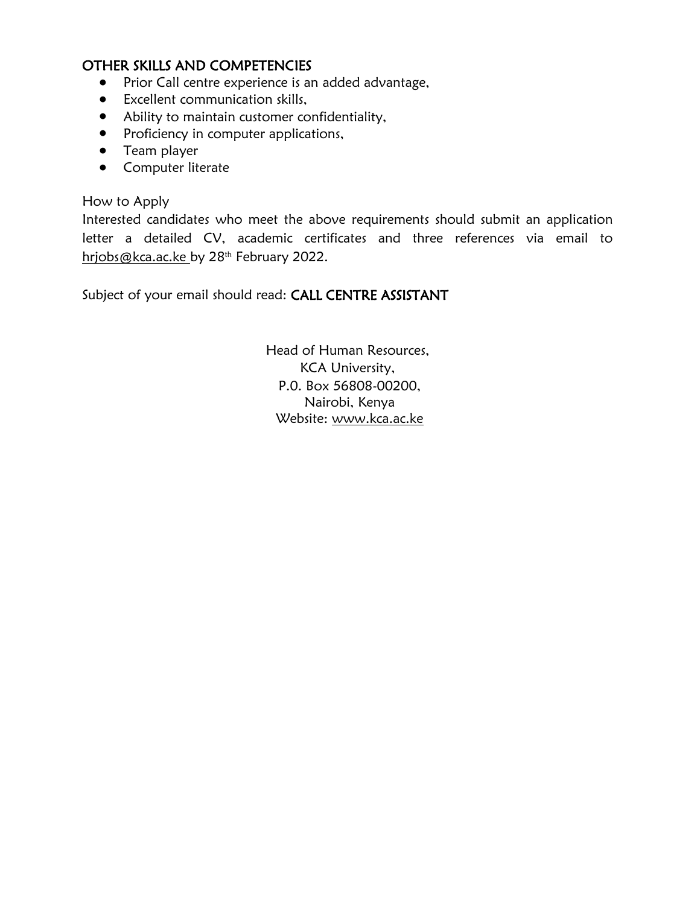## OTHER SKILLS AND COMPETENCIES

- Prior Call centre experience is an added advantage,
- Excellent communication skills,
- Ability to maintain customer confidentiality,
- Proficiency in computer applications,
- Team player
- Computer literate

How to Apply

Interested candidates who meet the above requirements should submit an application letter a detailed CV, academic certificates and three references via email to hrjobs@kca.ac.ke by 28th February 2022.

Subject of your email should read: **CALL CENTRE ASSISTANT**

Head of Human Resources,
KCA University,
P.0. Box 56808-00200,
Nairobi, Kenya
Website: www.kca.ac.ke